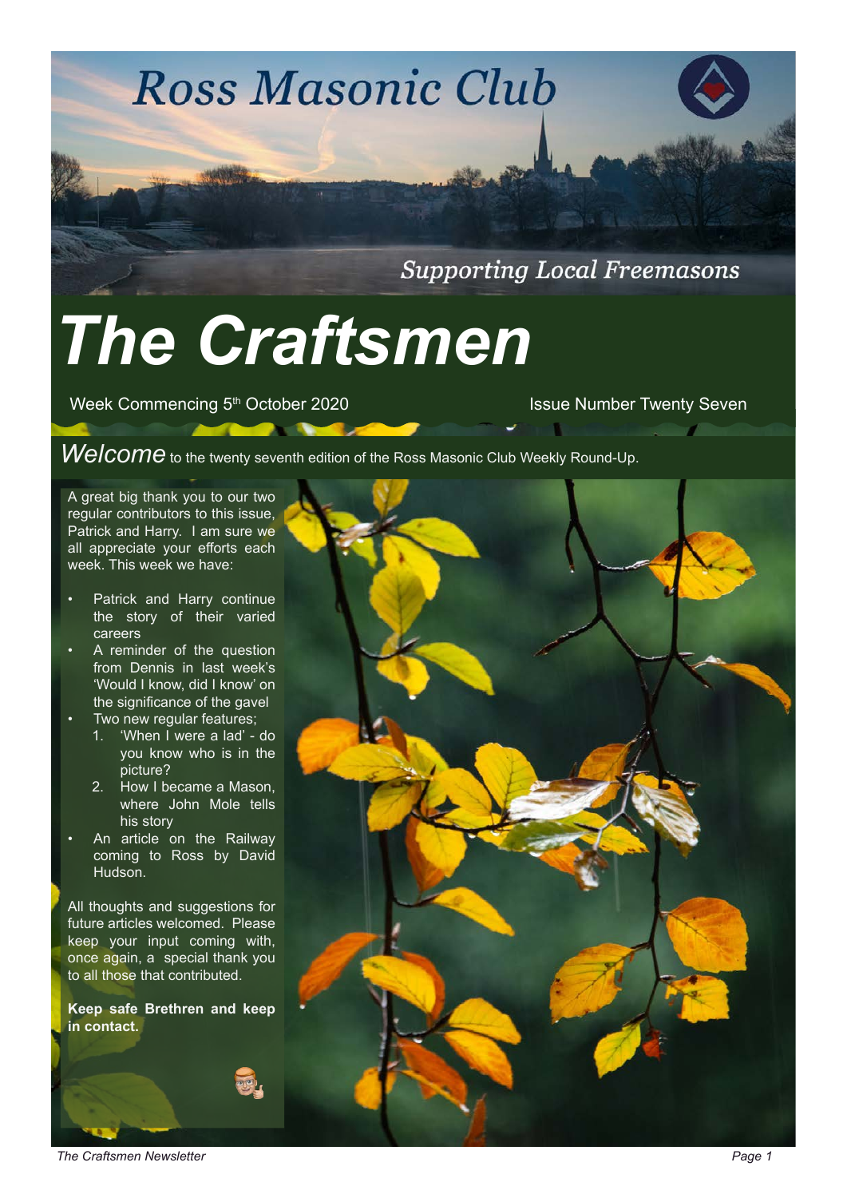# Ross Masonic Club

*Supporting Local Freemasons*

# The Craftsmen

Week Commencing 5th October 2020 — Issue Number Twenty Seven

*Welcome* to the twenty seventh edition of the Ross Masonic Club Weekly Round-Up.

A great big thank you to our two regular contributors to this issue, Patrick and Harry. I am sure we all appreciate your efforts each week. This week we have:

- Patrick and Harry continue the story of their varied careers
- A reminder of the question from Dennis in last week's 'Would I know, did I know' on the significance of the gavel
- Two new regular features;
  1. 'When I were a lad' - do you know who is in the picture?
  2. How I became a Mason, where John Mole tells his story
- An article on the Railway coming to Ross by David Hudson.

All thoughts and suggestions for future articles welcomed. Please keep your input coming with, once again, a special thank you to all those that contributed.

**Keep safe Brethren and keep in contact.**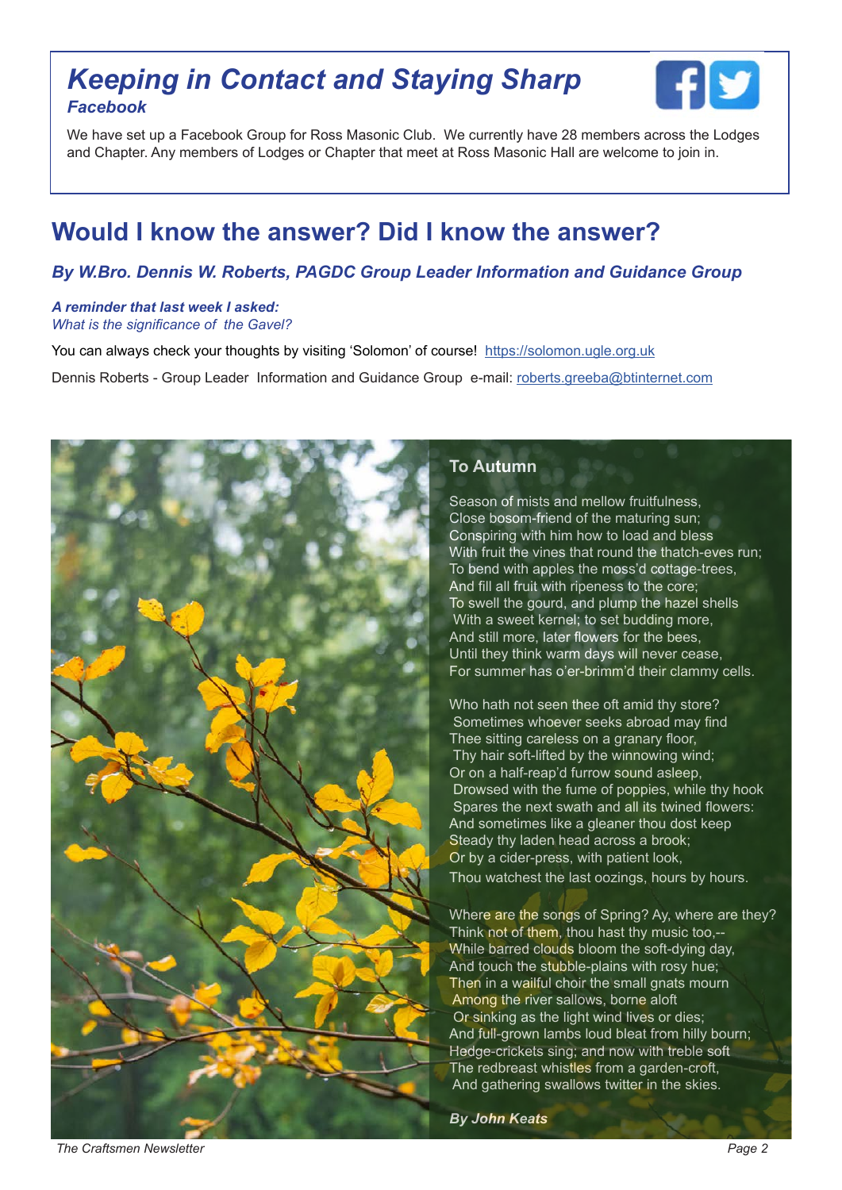## *Keeping in Contact and Staying Sharp*

### *Facebook*

We have set up a Facebook Group for Ross Masonic Club. We currently have 28 members across the Lodges and Chapter. Any members of Lodges or Chapter that meet at Ross Masonic Hall are welcome to join in.

## Would I know the answer? Did I know the answer?

***By W.Bro. Dennis W. Roberts, PAGDC Group Leader Information and Guidance Group***

***A reminder that last week I asked:***
*What is the significance of the Gavel?*

You can always check your thoughts by visiting 'Solomon' of course! https://solomon.ugle.org.uk

Dennis Roberts - Group Leader Information and Guidance Group e-mail: roberts.greeba@btinternet.com

### To Autumn

Season of mists and mellow fruitfulness,
Close bosom-friend of the maturing sun;
Conspiring with him how to load and bless
With fruit the vines that round the thatch-eves run;
To bend with apples the moss'd cottage-trees,
And fill all fruit with ripeness to the core;
To swell the gourd, and plump the hazel shells
With a sweet kernel; to set budding more,
And still more, later flowers for the bees,
Until they think warm days will never cease,
For summer has o'er-brimm'd their clammy cells.

Who hath not seen thee oft amid thy store?
Sometimes whoever seeks abroad may find
Thee sitting careless on a granary floor,
Thy hair soft-lifted by the winnowing wind;
Or on a half-reap'd furrow sound asleep,
Drowsed with the fume of poppies, while thy hook
Spares the next swath and all its twined flowers:
And sometimes like a gleaner thou dost keep
Steady thy laden head across a brook;
Or by a cider-press, with patient look,
Thou watchest the last oozings, hours by hours.

Where are the songs of Spring? Ay, where are they?
Think not of them, thou hast thy music too,--
While barred clouds bloom the soft-dying day,
And touch the stubble-plains with rosy hue;
Then in a wailful choir the small gnats mourn
Among the river sallows, borne aloft
Or sinking as the light wind lives or dies;
And full-grown lambs loud bleat from hilly bourn;
Hedge-crickets sing; and now with treble soft
The redbreast whistles from a garden-croft,
And gathering swallows twitter in the skies.

***By John Keats***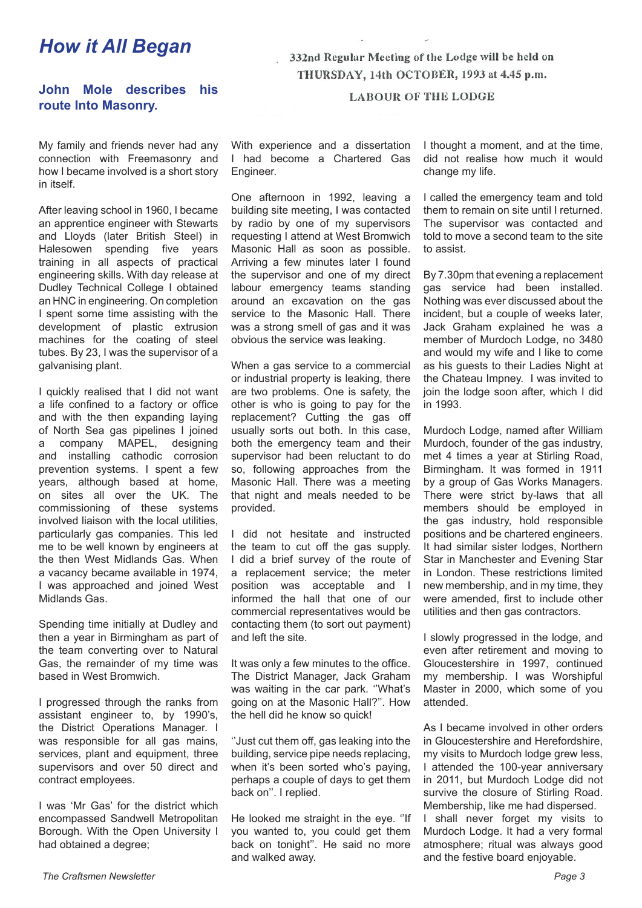# How it All Began

## John Mole describes his route Into Masonry.

332nd Regular Meeting of the Lodge will be held on THURSDAY, 14th OCTOBER, 1993 at 4.45 p.m.

LABOUR OF THE LODGE

My family and friends never had any connection with Freemasonry and how I became involved is a short story in itself.

After leaving school in 1960, I became an apprentice engineer with Stewarts and Lloyds (later British Steel) in Halesowen spending five years training in all aspects of practical engineering skills. With day release at Dudley Technical College I obtained an HNC in engineering. On completion I spent some time assisting with the development of plastic extrusion machines for the coating of steel tubes. By 23, I was the supervisor of a galvanising plant.

I quickly realised that I did not want a life confined to a factory or office and with the then expanding laying of North Sea gas pipelines I joined a company MAPEL, designing and installing cathodic corrosion prevention systems. I spent a few years, although based at home, on sites all over the UK. The commissioning of these systems involved liaison with the local utilities, particularly gas companies. This led me to be well known by engineers at the then West Midlands Gas. When a vacancy became available in 1974, I was approached and joined West Midlands Gas.

Spending time initially at Dudley and then a year in Birmingham as part of the team converting over to Natural Gas, the remainder of my time was based in West Bromwich.

I progressed through the ranks from assistant engineer to, by 1990's, the District Operations Manager. I was responsible for all gas mains, services, plant and equipment, three supervisors and over 50 direct and contract employees.

I was 'Mr Gas' for the district which encompassed Sandwell Metropolitan Borough. With the Open University I had obtained a degree; With experience and a dissertation I had become a Chartered Gas Engineer.

One afternoon in 1992, leaving a building site meeting, I was contacted by radio by one of my supervisors requesting I attend at West Bromwich Masonic Hall as soon as possible. Arriving a few minutes later I found the supervisor and one of my direct labour emergency teams standing around an excavation on the gas service to the Masonic Hall. There was a strong smell of gas and it was obvious the service was leaking.

When a gas service to a commercial or industrial property is leaking, there are two problems. One is safety, the other is who is going to pay for the replacement? Cutting the gas off usually sorts out both. In this case, both the emergency team and their supervisor had been reluctant to do so, following approaches from the Masonic Hall. There was a meeting that night and meals needed to be provided.

I did not hesitate and instructed the team to cut off the gas supply. I did a brief survey of the route of a replacement service; the meter position was acceptable and I informed the hall that one of our commercial representatives would be contacting them (to sort out payment) and left the site.

It was only a few minutes to the office. The District Manager, Jack Graham was waiting in the car park. ''What's going on at the Masonic Hall?''. How the hell did he know so quick!

''Just cut them off, gas leaking into the building, service pipe needs replacing, when it's been sorted who's paying, perhaps a couple of days to get them back on''. I replied.

He looked me straight in the eye. ''If you wanted to, you could get them back on tonight''. He said no more and walked away.

I thought a moment, and at the time, did not realise how much it would change my life.

I called the emergency team and told them to remain on site until I returned. The supervisor was contacted and told to move a second team to the site to assist.

By 7.30pm that evening a replacement gas service had been installed. Nothing was ever discussed about the incident, but a couple of weeks later, Jack Graham explained he was a member of Murdoch Lodge, no 3480 and would my wife and I like to come as his guests to their Ladies Night at the Chateau Impney. I was invited to join the lodge soon after, which I did in 1993.

Murdoch Lodge, named after William Murdoch, founder of the gas industry, met 4 times a year at Stirling Road, Birmingham. It was formed in 1911 by a group of Gas Works Managers. There were strict by-laws that all members should be employed in the gas industry, hold responsible positions and be chartered engineers. It had similar sister lodges, Northern Star in Manchester and Evening Star in London. These restrictions limited new membership, and in my time, they were amended, first to include other utilities and then gas contractors.

I slowly progressed in the lodge, and even after retirement and moving to Gloucestershire in 1997, continued my membership. I was Worshipful Master in 2000, which some of you attended.

As I became involved in other orders in Gloucestershire and Herefordshire, my visits to Murdoch lodge grew less, I attended the 100-year anniversary in 2011, but Murdoch Lodge did not survive the closure of Stirling Road. Membership, like me had dispersed. I shall never forget my visits to Murdoch Lodge. It had a very formal atmosphere; ritual was always good and the festive board enjoyable.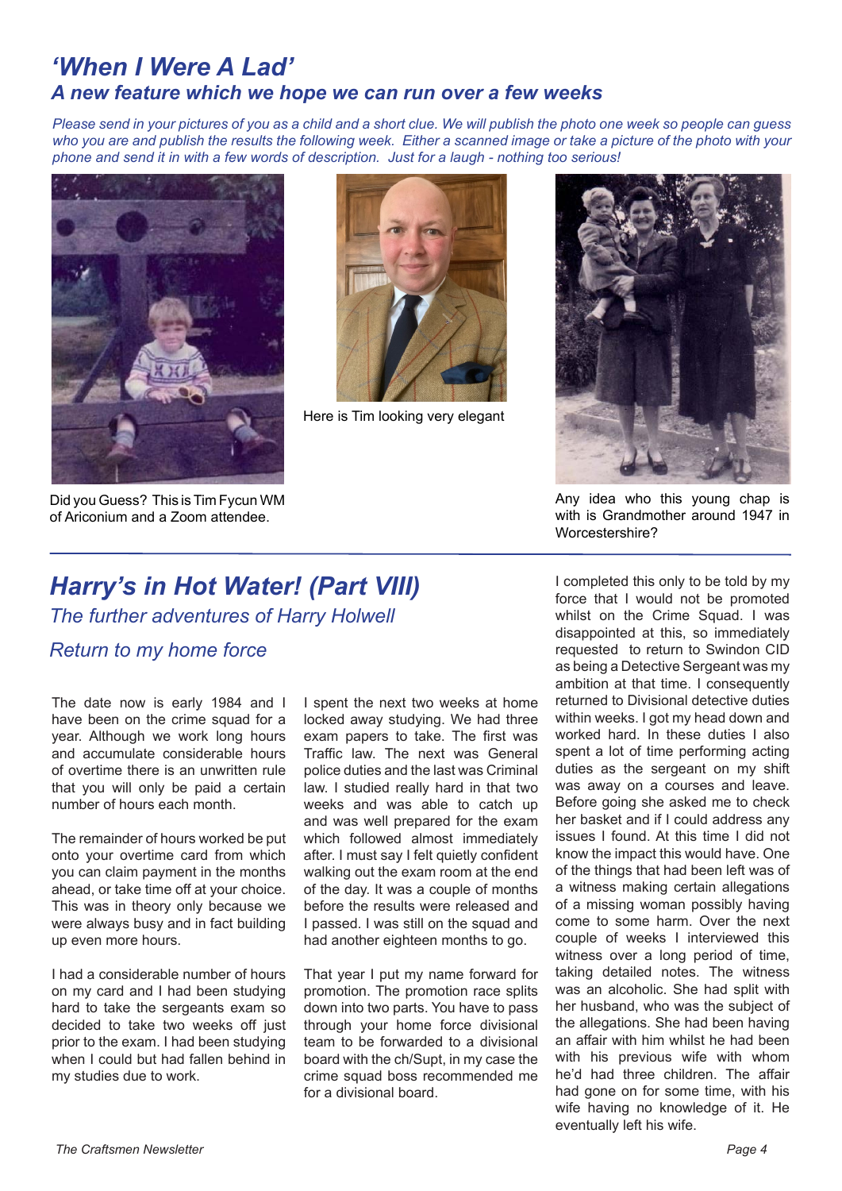## 'When I Were A Lad'

### A new feature which we hope we can run over a few weeks

*Please send in your pictures of you as a child and a short clue. We will publish the photo one week so people can guess who you are and publish the results the following week. Either a scanned image or take a picture of the photo with your phone and send it in with a few words of description. Just for a laugh - nothing too serious!*

Did you Guess? This is Tim Fycun WM of Ariconium and a Zoom attendee.

Here is Tim looking very elegant

Any idea who this young chap is with is Grandmother around 1947 in Worcestershire?

## Harry's in Hot Water! (Part VIII)

*The further adventures of Harry Holwell*

*Return to my home force*

The date now is early 1984 and I have been on the crime squad for a year. Although we work long hours and accumulate considerable hours of overtime there is an unwritten rule that you will only be paid a certain number of hours each month.

The remainder of hours worked be put onto your overtime card from which you can claim payment in the months ahead, or take time off at your choice. This was in theory only because we were always busy and in fact building up even more hours.

I had a considerable number of hours on my card and I had been studying hard to take the sergeants exam so decided to take two weeks off just prior to the exam. I had been studying when I could but had fallen behind in my studies due to work.

I spent the next two weeks at home locked away studying. We had three exam papers to take. The first was Traffic law. The next was General police duties and the last was Criminal law. I studied really hard in that two weeks and was able to catch up and was well prepared for the exam which followed almost immediately after. I must say I felt quietly confident walking out the exam room at the end of the day. It was a couple of months before the results were released and I passed. I was still on the squad and had another eighteen months to go.

That year I put my name forward for promotion. The promotion race splits down into two parts. You have to pass through your home force divisional team to be forwarded to a divisional board with the ch/Supt, in my case the crime squad boss recommended me for a divisional board.

I completed this only to be told by my force that I would not be promoted whilst on the Crime Squad. I was disappointed at this, so immediately requested to return to Swindon CID as being a Detective Sergeant was my ambition at that time. I consequently returned to Divisional detective duties within weeks. I got my head down and worked hard. In these duties I also spent a lot of time performing acting duties as the sergeant on my shift was away on a courses and leave. Before going she asked me to check her basket and if I could address any issues I found. At this time I did not know the impact this would have. One of the things that had been left was of a witness making certain allegations of a missing woman possibly having come to some harm. Over the next couple of weeks I interviewed this witness over a long period of time, taking detailed notes. The witness was an alcoholic. She had split with her husband, who was the subject of the allegations. She had been having an affair with him whilst he had been with his previous wife with whom he'd had three children. The affair had gone on for some time, with his wife having no knowledge of it. He eventually left his wife.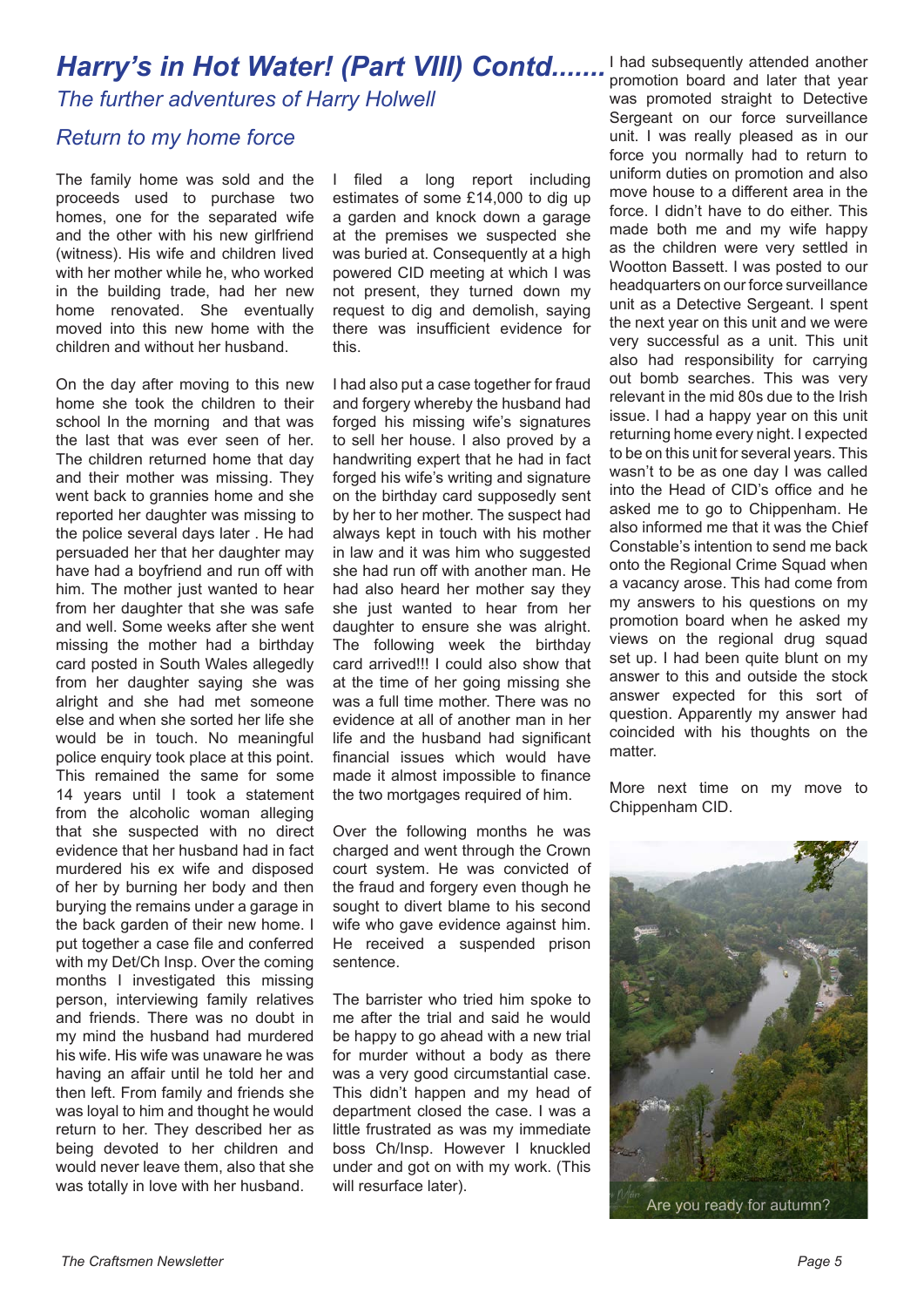# *Harry's in Hot Water! (Part VIII) Contd.......*

## *The further adventures of Harry Holwell*

### *Return to my home force*

The family home was sold and the proceeds used to purchase two homes, one for the separated wife and the other with his new girlfriend (witness). His wife and children lived with her mother while he, who worked in the building trade, had her new home renovated. She eventually moved into this new home with the children and without her husband.

On the day after moving to this new home she took the children to their school In the morning and that was the last that was ever seen of her. The children returned home that day and their mother was missing. They went back to grannies home and she reported her daughter was missing to the police several days later . He had persuaded her that her daughter may have had a boyfriend and run off with him. The mother just wanted to hear from her daughter that she was safe and well. Some weeks after she went missing the mother had a birthday card posted in South Wales allegedly from her daughter saying she was alright and she had met someone else and when she sorted her life she would be in touch. No meaningful police enquiry took place at this point. This remained the same for some 14 years until I took a statement from the alcoholic woman alleging that she suspected with no direct evidence that her husband had in fact murdered his ex wife and disposed of her by burning her body and then burying the remains under a garage in the back garden of their new home. I put together a case file and conferred with my Det/Ch Insp. Over the coming months I investigated this missing person, interviewing family relatives and friends. There was no doubt in my mind the husband had murdered his wife. His wife was unaware he was having an affair until he told her and then left. From family and friends she was loyal to him and thought he would return to her. They described her as being devoted to her children and would never leave them, also that she was totally in love with her husband.

I filed a long report including estimates of some £14,000 to dig up a garden and knock down a garage at the premises we suspected she was buried at. Consequently at a high powered CID meeting at which I was not present, they turned down my request to dig and demolish, saying there was insufficient evidence for this.

I had also put a case together for fraud and forgery whereby the husband had forged his missing wife's signatures to sell her house. I also proved by a handwriting expert that he had in fact forged his wife's writing and signature on the birthday card supposedly sent by her to her mother. The suspect had always kept in touch with his mother in law and it was him who suggested she had run off with another man. He had also heard her mother say they she just wanted to hear from her daughter to ensure she was alright. The following week the birthday card arrived!!! I could also show that at the time of her going missing she was a full time mother. There was no evidence at all of another man in her life and the husband had significant financial issues which would have made it almost impossible to finance the two mortgages required of him.

Over the following months he was charged and went through the Crown court system. He was convicted of the fraud and forgery even though he sought to divert blame to his second wife who gave evidence against him. He received a suspended prison sentence.

The barrister who tried him spoke to me after the trial and said he would be happy to go ahead with a new trial for murder without a body as there was a very good circumstantial case. This didn't happen and my head of department closed the case. I was a little frustrated as was my immediate boss Ch/Insp. However I knuckled under and got on with my work. (This will resurface later).

I had subsequently attended another promotion board and later that year was promoted straight to Detective Sergeant on our force surveillance unit. I was really pleased as in our force you normally had to return to uniform duties on promotion and also move house to a different area in the force. I didn't have to do either. This made both me and my wife happy as the children were very settled in Wootton Bassett. I was posted to our headquarters on our force surveillance unit as a Detective Sergeant. I spent the next year on this unit and we were very successful as a unit. This unit also had responsibility for carrying out bomb searches. This was very relevant in the mid 80s due to the Irish issue. I had a happy year on this unit returning home every night. I expected to be on this unit for several years. This wasn't to be as one day I was called into the Head of CID's office and he asked me to go to Chippenham. He also informed me that it was the Chief Constable's intention to send me back onto the Regional Crime Squad when a vacancy arose. This had come from my answers to his questions on my promotion board when he asked my views on the regional drug squad set up. I had been quite blunt on my answer to this and outside the stock answer expected for this sort of question. Apparently my answer had coincided with his thoughts on the matter.

More next time on my move to Chippenham CID.

Are you ready for autumn?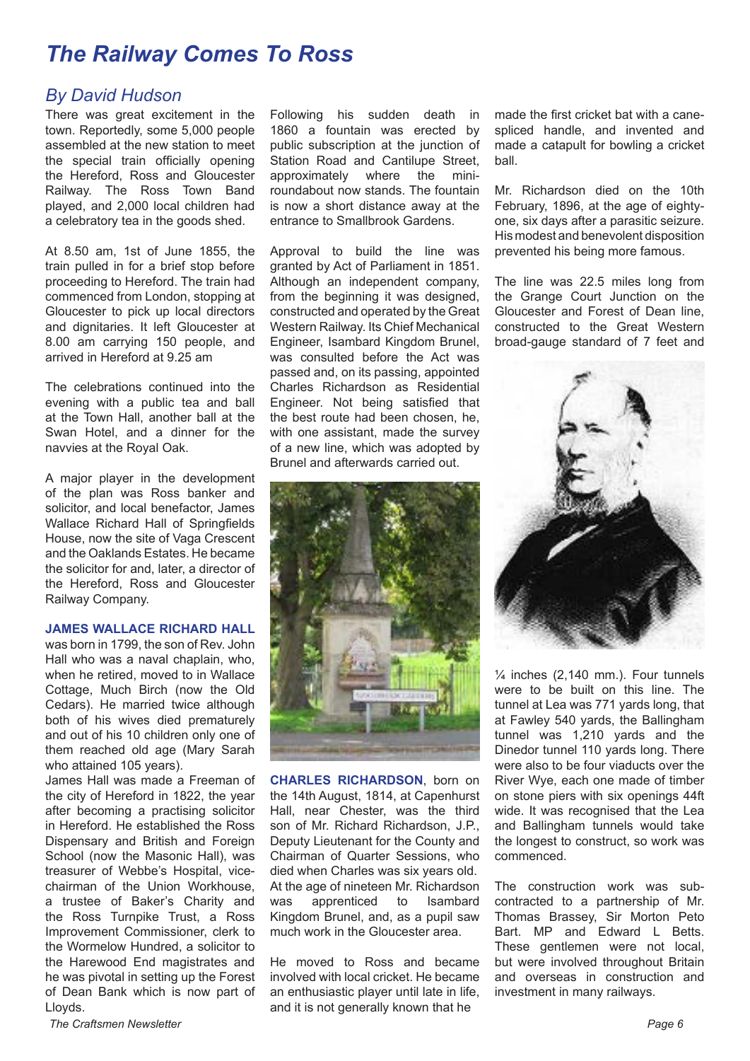# The Railway Comes To Ross

## By David Hudson

There was great excitement in the town. Reportedly, some 5,000 people assembled at the new station to meet the special train officially opening the Hereford, Ross and Gloucester Railway. The Ross Town Band played, and 2,000 local children had a celebratory tea in the goods shed.

At 8.50 am, 1st of June 1855, the train pulled in for a brief stop before proceeding to Hereford. The train had commenced from London, stopping at Gloucester to pick up local directors and dignitaries. It left Gloucester at 8.00 am carrying 150 people, and arrived in Hereford at 9.25 am

The celebrations continued into the evening with a public tea and ball at the Town Hall, another ball at the Swan Hotel, and a dinner for the navvies at the Royal Oak.

A major player in the development of the plan was Ross banker and solicitor, and local benefactor, James Wallace Richard Hall of Springfields House, now the site of Vaga Crescent and the Oaklands Estates. He became the solicitor for and, later, a director of the Hereford, Ross and Gloucester Railway Company.

**JAMES WALLACE RICHARD HALL** was born in 1799, the son of Rev. John Hall who was a naval chaplain, who, when he retired, moved to in Wallace Cottage, Much Birch (now the Old Cedars). He married twice although both of his wives died prematurely and out of his 10 children only one of them reached old age (Mary Sarah who attained 105 years).

James Hall was made a Freeman of the city of Hereford in 1822, the year after becoming a practising solicitor in Hereford. He established the Ross Dispensary and British and Foreign School (now the Masonic Hall), was treasurer of Webbe's Hospital, vice-chairman of the Union Workhouse, a trustee of Baker's Charity and the Ross Turnpike Trust, a Ross Improvement Commissioner, clerk to the Wormelow Hundred, a solicitor to the Harewood End magistrates and he was pivotal in setting up the Forest of Dean Bank which is now part of Lloyds.

Following his sudden death in 1860 a fountain was erected by public subscription at the junction of Station Road and Cantilupe Street, approximately where the mini-roundabout now stands. The fountain is now a short distance away at the entrance to Smallbrook Gardens.

Approval to build the line was granted by Act of Parliament in 1851. Although an independent company, from the beginning it was designed, constructed and operated by the Great Western Railway. Its Chief Mechanical Engineer, Isambard Kingdom Brunel, was consulted before the Act was passed and, on its passing, appointed Charles Richardson as Residential Engineer. Not being satisfied that the best route had been chosen, he, with one assistant, made the survey of a new line, which was adopted by Brunel and afterwards carried out.

**CHARLES RICHARDSON**, born on the 14th August, 1814, at Capenhurst Hall, near Chester, was the third son of Mr. Richard Richardson, J.P., Deputy Lieutenant for the County and Chairman of Quarter Sessions, who died when Charles was six years old. At the age of nineteen Mr. Richardson was apprenticed to Isambard Kingdom Brunel, and, as a pupil saw much work in the Gloucester area.

He moved to Ross and became involved with local cricket. He became an enthusiastic player until late in life, and it is not generally known that he made the first cricket bat with a cane-spliced handle, and invented and made a catapult for bowling a cricket ball.

Mr. Richardson died on the 10th February, 1896, at the age of eighty-one, six days after a parasitic seizure. His modest and benevolent disposition prevented his being more famous.

The line was 22.5 miles long from the Grange Court Junction on the Gloucester and Forest of Dean line, constructed to the Great Western broad-gauge standard of 7 feet and ¼ inches (2,140 mm.). Four tunnels were to be built on this line. The tunnel at Lea was 771 yards long, that at Fawley 540 yards, the Ballingham tunnel was 1,210 yards and the Dinedor tunnel 110 yards long. There were also to be four viaducts over the River Wye, each one made of timber on stone piers with six openings 44ft wide. It was recognised that the Lea and Ballingham tunnels would take the longest to construct, so work was commenced.

The construction work was sub-contracted to a partnership of Mr. Thomas Brassey, Sir Morton Peto Bart. MP and Edward L Betts. These gentlemen were not local, but were involved throughout Britain and overseas in construction and investment in many railways.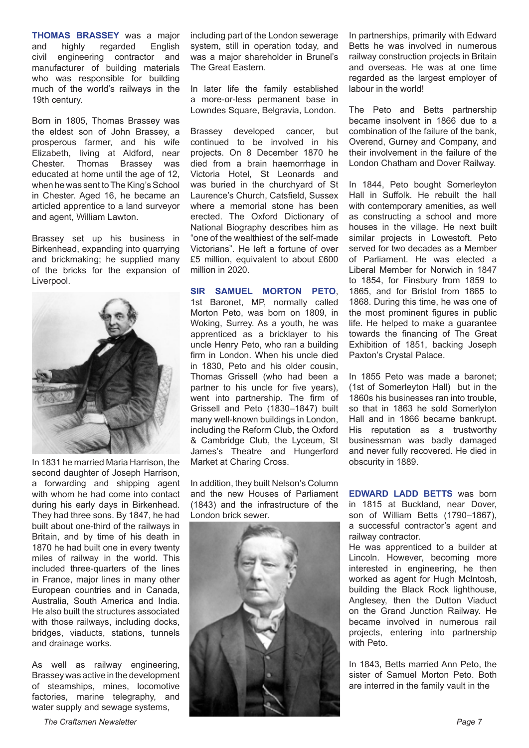**THOMAS BRASSEY** was a major and highly regarded English civil engineering contractor and manufacturer of building materials who was responsible for building much of the world's railways in the 19th century.

Born in 1805, Thomas Brassey was the eldest son of John Brassey, a prosperous farmer, and his wife Elizabeth, living at Aldford, near Chester. Thomas Brassey was educated at home until the age of 12, when he was sent to The King's School in Chester. Aged 16, he became an articled apprentice to a land surveyor and agent, William Lawton.

Brassey set up his business in Birkenhead, expanding into quarrying and brickmaking; he supplied many of the bricks for the expansion of Liverpool.

In 1831 he married Maria Harrison, the second daughter of Joseph Harrison, a forwarding and shipping agent with whom he had come into contact during his early days in Birkenhead. They had three sons. By 1847, he had built about one-third of the railways in Britain, and by time of his death in 1870 he had built one in every twenty miles of railway in the world. This included three-quarters of the lines in France, major lines in many other European countries and in Canada, Australia, South America and India. He also built the structures associated with those railways, including docks, bridges, viaducts, stations, tunnels and drainage works.

As well as railway engineering, Brassey was active in the development of steamships, mines, locomotive factories, marine telegraphy, and water supply and sewage systems, including part of the London sewerage system, still in operation today, and was a major shareholder in Brunel's The Great Eastern.

In later life the family established a more-or-less permanent base in Lowndes Square, Belgravia, London.

Brassey developed cancer, but continued to be involved in his projects. On 8 December 1870 he died from a brain haemorrhage in Victoria Hotel, St Leonards and was buried in the churchyard of St Laurence's Church, Catsfield, Sussex where a memorial stone has been erected. The Oxford Dictionary of National Biography describes him as "one of the wealthiest of the self-made Victorians". He left a fortune of over £5 million, equivalent to about £600 million in 2020.

**SIR SAMUEL MORTON PETO**, 1st Baronet, MP, normally called Morton Peto, was born on 1809, in Woking, Surrey. As a youth, he was apprenticed as a bricklayer to his uncle Henry Peto, who ran a building firm in London. When his uncle died in 1830, Peto and his older cousin, Thomas Grissell (who had been a partner to his uncle for five years), went into partnership. The firm of Grissell and Peto (1830–1847) built many well-known buildings in London, including the Reform Club, the Oxford & Cambridge Club, the Lyceum, St James's Theatre and Hungerford Market at Charing Cross.

In addition, they built Nelson's Column and the new Houses of Parliament (1843) and the infrastructure of the London brick sewer.

In partnerships, primarily with Edward Betts he was involved in numerous railway construction projects in Britain and overseas. He was at one time regarded as the largest employer of labour in the world!

The Peto and Betts partnership became insolvent in 1866 due to a combination of the failure of the bank, Overend, Gurney and Company, and their involvement in the failure of the London Chatham and Dover Railway.

In 1844, Peto bought Somerleyton Hall in Suffolk. He rebuilt the hall with contemporary amenities, as well as constructing a school and more houses in the village. He next built similar projects in Lowestoft. Peto served for two decades as a Member of Parliament. He was elected a Liberal Member for Norwich in 1847 to 1854, for Finsbury from 1859 to 1865, and for Bristol from 1865 to 1868. During this time, he was one of the most prominent figures in public life. He helped to make a guarantee towards the financing of The Great Exhibition of 1851, backing Joseph Paxton's Crystal Palace.

In 1855 Peto was made a baronet; (1st of Somerleyton Hall) but in the 1860s his businesses ran into trouble, so that in 1863 he sold Somerlyton Hall and in 1866 became bankrupt. His reputation as a trustworthy businessman was badly damaged and never fully recovered. He died in obscurity in 1889.

**EDWARD LADD BETTS** was born in 1815 at Buckland, near Dover, son of William Betts (1790–1867), a successful contractor's agent and railway contractor.

He was apprenticed to a builder at Lincoln. However, becoming more interested in engineering, he then worked as agent for Hugh McIntosh, building the Black Rock lighthouse, Anglesey, then the Dutton Viaduct on the Grand Junction Railway. He became involved in numerous rail projects, entering into partnership with Peto.

In 1843, Betts married Ann Peto, the sister of Samuel Morton Peto. Both are interred in the family vault in the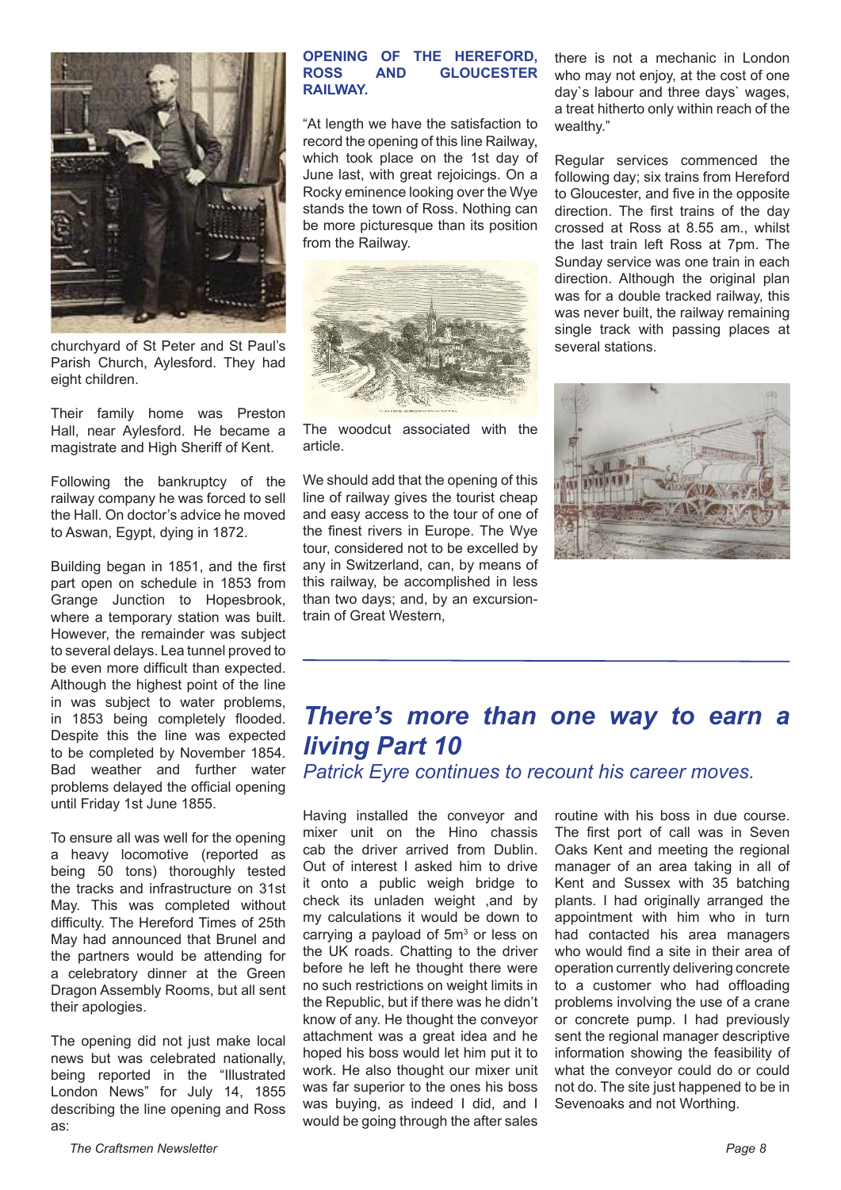churchyard of St Peter and St Paul's Parish Church, Aylesford. They had eight children.

Their family home was Preston Hall, near Aylesford. He became a magistrate and High Sheriff of Kent.

Following the bankruptcy of the railway company he was forced to sell the Hall. On doctor's advice he moved to Aswan, Egypt, dying in 1872.

Building began in 1851, and the first part open on schedule in 1853 from Grange Junction to Hopesbrook, where a temporary station was built. However, the remainder was subject to several delays. Lea tunnel proved to be even more difficult than expected. Although the highest point of the line in was subject to water problems, in 1853 being completely flooded. Despite this the line was expected to be completed by November 1854. Bad weather and further water problems delayed the official opening until Friday 1st June 1855.

To ensure all was well for the opening a heavy locomotive (reported as being 50 tons) thoroughly tested the tracks and infrastructure on 31st May. This was completed without difficulty. The Hereford Times of 25th May had announced that Brunel and the partners would be attending for a celebratory dinner at the Green Dragon Assembly Rooms, but all sent their apologies.

The opening did not just make local news but was celebrated nationally, being reported in the "Illustrated London News" for July 14, 1855 describing the line opening and Ross as:

**OPENING OF THE HEREFORD, ROSS AND GLOUCESTER RAILWAY.**

"At length we have the satisfaction to record the opening of this line Railway, which took place on the 1st day of June last, with great rejoicings. On a Rocky eminence looking over the Wye stands the town of Ross. Nothing can be more picturesque than its position from the Railway.

The woodcut associated with the article.

We should add that the opening of this line of railway gives the tourist cheap and easy access to the tour of one of the finest rivers in Europe. The Wye tour, considered not to be excelled by any in Switzerland, can, by means of this railway, be accomplished in less than two days; and, by an excursion-train of Great Western, there is not a mechanic in London who may not enjoy, at the cost of one day`s labour and three days` wages, a treat hitherto only within reach of the wealthy."

Regular services commenced the following day; six trains from Hereford to Gloucester, and five in the opposite direction. The first trains of the day crossed at Ross at 8.55 am., whilst the last train left Ross at 7pm. The Sunday service was one train in each direction. Although the original plan was for a double tracked railway, this was never built, the railway remaining single track with passing places at several stations.

## *There's more than one way to earn a living Part 10*

*Patrick Eyre continues to recount his career moves.*

Having installed the conveyor and mixer unit on the Hino chassis cab the driver arrived from Dublin. Out of interest I asked him to drive it onto a public weigh bridge to check its unladen weight ,and by my calculations it would be down to carrying a payload of 5m$^3$ or less on the UK roads. Chatting to the driver before he left he thought there were no such restrictions on weight limits in the Republic, but if there was he didn't know of any. He thought the conveyor attachment was a great idea and he hoped his boss would let him put it to work. He also thought our mixer unit was far superior to the ones his boss was buying, as indeed I did, and I would be going through the after sales routine with his boss in due course. The first port of call was in Seven Oaks Kent and meeting the regional manager of an area taking in all of Kent and Sussex with 35 batching plants. I had originally arranged the appointment with him who in turn had contacted his area managers who would find a site in their area of operation currently delivering concrete to a customer who had offloading problems involving the use of a crane or concrete pump. I had previously sent the regional manager descriptive information showing the feasibility of what the conveyor could do or could not do. The site just happened to be in Sevenoaks and not Worthing.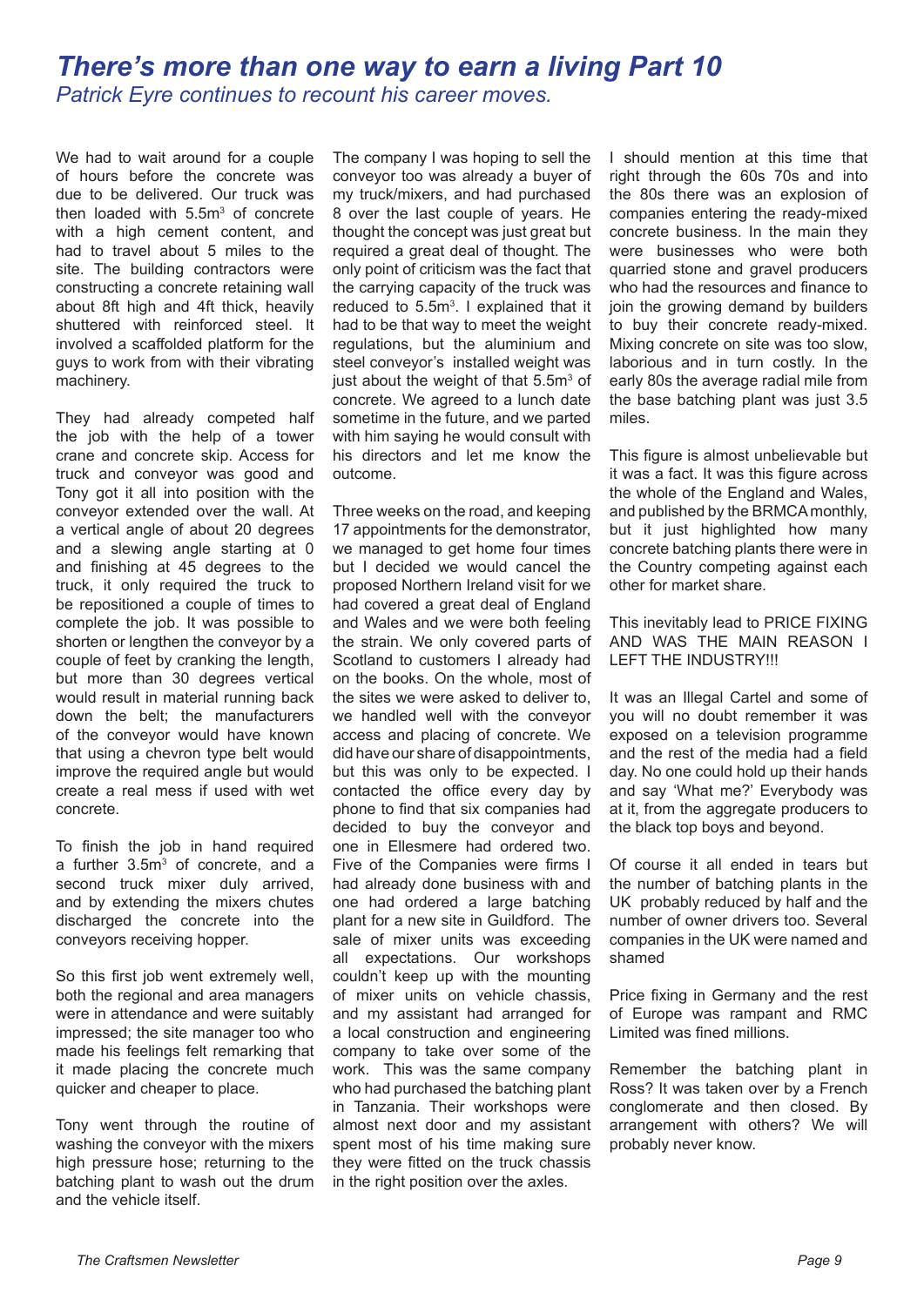# *There's more than one way to earn a living Part 10*

*Patrick Eyre continues to recount his career moves.*

We had to wait around for a couple of hours before the concrete was due to be delivered. Our truck was then loaded with 5.5m$^3$ of concrete with a high cement content, and had to travel about 5 miles to the site. The building contractors were constructing a concrete retaining wall about 8ft high and 4ft thick, heavily shuttered with reinforced steel. It involved a scaffolded platform for the guys to work from with their vibrating machinery.

They had already competed half the job with the help of a tower crane and concrete skip. Access for truck and conveyor was good and Tony got it all into position with the conveyor extended over the wall. At a vertical angle of about 20 degrees and a slewing angle starting at 0 and finishing at 45 degrees to the truck, it only required the truck to be repositioned a couple of times to complete the job. It was possible to shorten or lengthen the conveyor by a couple of feet by cranking the length, but more than 30 degrees vertical would result in material running back down the belt; the manufacturers of the conveyor would have known that using a chevron type belt would improve the required angle but would create a real mess if used with wet concrete.

To finish the job in hand required a further 3.5m$^3$ of concrete, and a second truck mixer duly arrived, and by extending the mixers chutes discharged the concrete into the conveyors receiving hopper.

So this first job went extremely well, both the regional and area managers were in attendance and were suitably impressed; the site manager too who made his feelings felt remarking that it made placing the concrete much quicker and cheaper to place.

Tony went through the routine of washing the conveyor with the mixers high pressure hose; returning to the batching plant to wash out the drum and the vehicle itself.

The company I was hoping to sell the conveyor too was already a buyer of my truck/mixers, and had purchased 8 over the last couple of years. He thought the concept was just great but required a great deal of thought. The only point of criticism was the fact that the carrying capacity of the truck was reduced to 5.5m$^3$. I explained that it had to be that way to meet the weight regulations, but the aluminium and steel conveyor's installed weight was just about the weight of that 5.5m$^3$ of concrete. We agreed to a lunch date sometime in the future, and we parted with him saying he would consult with his directors and let me know the outcome.

Three weeks on the road, and keeping 17 appointments for the demonstrator, we managed to get home four times but I decided we would cancel the proposed Northern Ireland visit for we had covered a great deal of England and Wales and we were both feeling the strain. We only covered parts of Scotland to customers I already had on the books. On the whole, most of the sites we were asked to deliver to, we handled well with the conveyor access and placing of concrete. We did have our share of disappointments, but this was only to be expected. I contacted the office every day by phone to find that six companies had decided to buy the conveyor and one in Ellesmere had ordered two. Five of the Companies were firms I had already done business with and one had ordered a large batching plant for a new site in Guildford. The sale of mixer units was exceeding all expectations. Our workshops couldn't keep up with the mounting of mixer units on vehicle chassis, and my assistant had arranged for a local construction and engineering company to take over some of the work. This was the same company who had purchased the batching plant in Tanzania. Their workshops were almost next door and my assistant spent most of his time making sure they were fitted on the truck chassis in the right position over the axles.

I should mention at this time that right through the 60s 70s and into the 80s there was an explosion of companies entering the ready-mixed concrete business. In the main they were businesses who were both quarried stone and gravel producers who had the resources and finance to join the growing demand by builders to buy their concrete ready-mixed. Mixing concrete on site was too slow, laborious and in turn costly. In the early 80s the average radial mile from the base batching plant was just 3.5 miles.

This figure is almost unbelievable but it was a fact. It was this figure across the whole of the England and Wales, and published by the BRMCA monthly, but it just highlighted how many concrete batching plants there were in the Country competing against each other for market share.

This inevitably lead to PRICE FIXING AND WAS THE MAIN REASON I LEFT THE INDUSTRY!!!

It was an Illegal Cartel and some of you will no doubt remember it was exposed on a television programme and the rest of the media had a field day. No one could hold up their hands and say 'What me?' Everybody was at it, from the aggregate producers to the black top boys and beyond.

Of course it all ended in tears but the number of batching plants in the UK probably reduced by half and the number of owner drivers too. Several companies in the UK were named and shamed

Price fixing in Germany and the rest of Europe was rampant and RMC Limited was fined millions.

Remember the batching plant in Ross? It was taken over by a French conglomerate and then closed. By arrangement with others? We will probably never know.